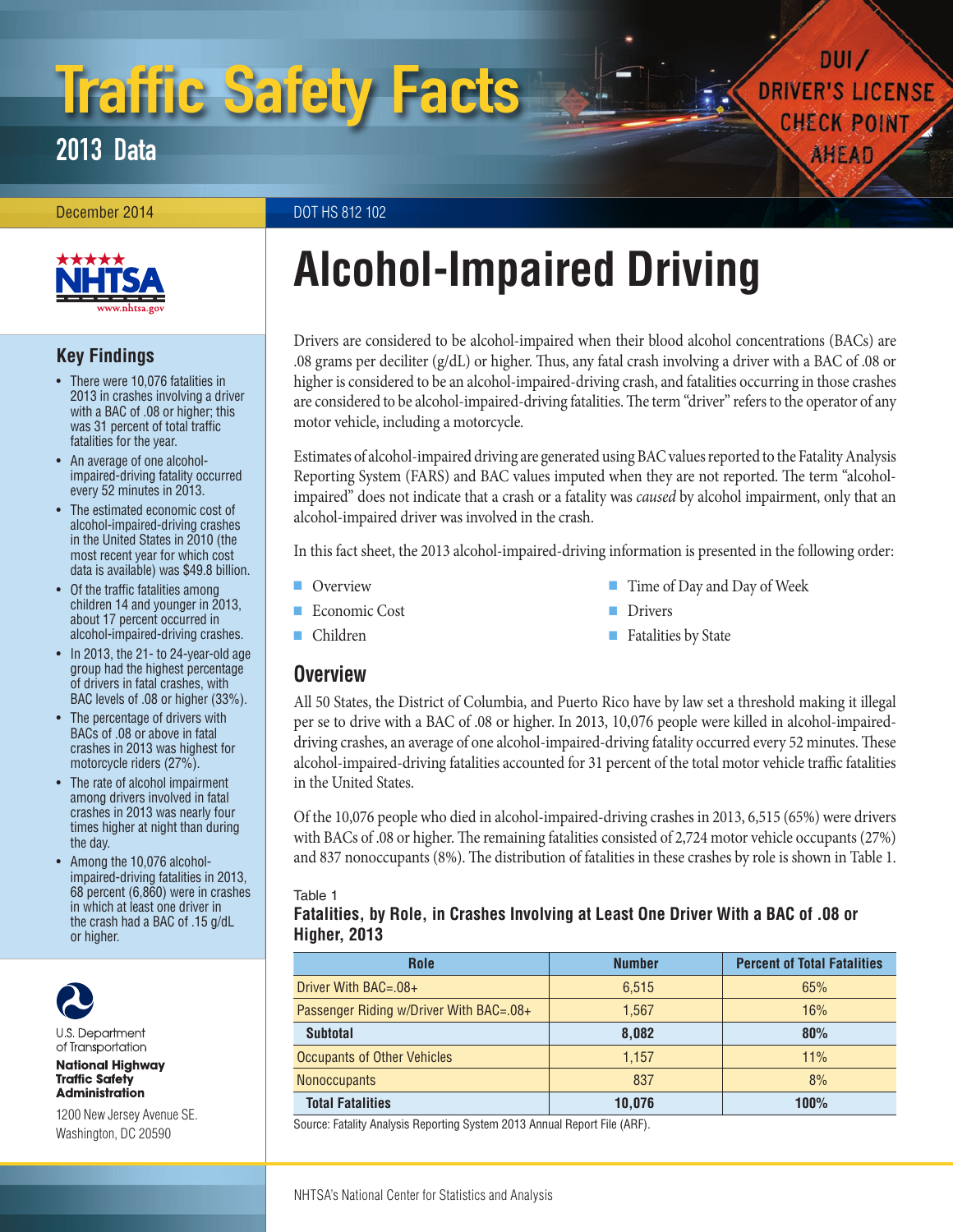# Traffic Safety Facts

## 2013 Data

December 2014 DOT HS 812 102

# Alcohol-Impaired Driving

## Key Findings

- There were 10,076 fatalities in 2013 in crashes involving a driver with a BAC of .08 or higher; this was 31 percent of total traffic fatalities for the year.
- An average of one alcohol-impaired-driving fatality occurred every 52 minutes in 2013.
- The estimated economic cost of alcohol-impaired-driving crashes in the United States in 2010 (the most recent year for which cost data is available) was $49.8 billion.
- Of the traffic fatalities among children 14 and younger in 2013, about 17 percent occurred in alcohol-impaired-driving crashes.
- In 2013, the 21- to 24-year-old age group had the highest percentage of drivers in fatal crashes, with BAC levels of .08 or higher (33%).
- The percentage of drivers with BACs of .08 or above in fatal crashes in 2013 was highest for motorcycle riders (27%).
- The rate of alcohol impairment among drivers involved in fatal crashes in 2013 was nearly four times higher at night than during the day.
- Among the 10,076 alcohol-impaired-driving fatalities in 2013, 68 percent (6,860) were in crashes in which at least one driver in the crash had a BAC of .15 g/dL or higher.

U.S. Department of Transportation
**National Highway Traffic Safety Administration**
1200 New Jersey Avenue SE.
Washington, DC 20590

Drivers are considered to be alcohol-impaired when their blood alcohol concentrations (BACs) are .08 grams per deciliter (g/dL) or higher. Thus, any fatal crash involving a driver with a BAC of .08 or higher is considered to be an alcohol-impaired-driving crash, and fatalities occurring in those crashes are considered to be alcohol-impaired-driving fatalities. The term "driver" refers to the operator of any motor vehicle, including a motorcycle.

Estimates of alcohol-impaired driving are generated using BAC values reported to the Fatality Analysis Reporting System (FARS) and BAC values imputed when they are not reported. The term "alcohol-impaired" does not indicate that a crash or a fatality was *caused* by alcohol impairment, only that an alcohol-impaired driver was involved in the crash.

In this fact sheet, the 2013 alcohol-impaired-driving information is presented in the following order:

- Overview
- Economic Cost
- Children
- Time of Day and Day of Week
- Drivers
- Fatalities by State

## Overview

All 50 States, the District of Columbia, and Puerto Rico have by law set a threshold making it illegal per se to drive with a BAC of .08 or higher. In 2013, 10,076 people were killed in alcohol-impaired-driving crashes, an average of one alcohol-impaired-driving fatality occurred every 52 minutes. These alcohol-impaired-driving fatalities accounted for 31 percent of the total motor vehicle traffic fatalities in the United States.

Of the 10,076 people who died in alcohol-impaired-driving crashes in 2013, 6,515 (65%) were drivers with BACs of .08 or higher. The remaining fatalities consisted of 2,724 motor vehicle occupants (27%) and 837 nonoccupants (8%). The distribution of fatalities in these crashes by role is shown in Table 1.

Table 1

**Fatalities, by Role, in Crashes Involving at Least One Driver With a BAC of .08 or Higher, 2013**

| Role | Number | Percent of Total Fatalities |
|---|---|---|
| Driver With BAC=.08+ | 6,515 | 65% |
| Passenger Riding w/Driver With BAC=.08+ | 1,567 | 16% |
| **Subtotal** | **8,082** | **80%** |
| Occupants of Other Vehicles | 1,157 | 11% |
| Nonoccupants | 837 | 8% |
| **Total Fatalities** | **10,076** | **100%** |

Source: Fatality Analysis Reporting System 2013 Annual Report File (ARF).

NHTSA's National Center for Statistics and Analysis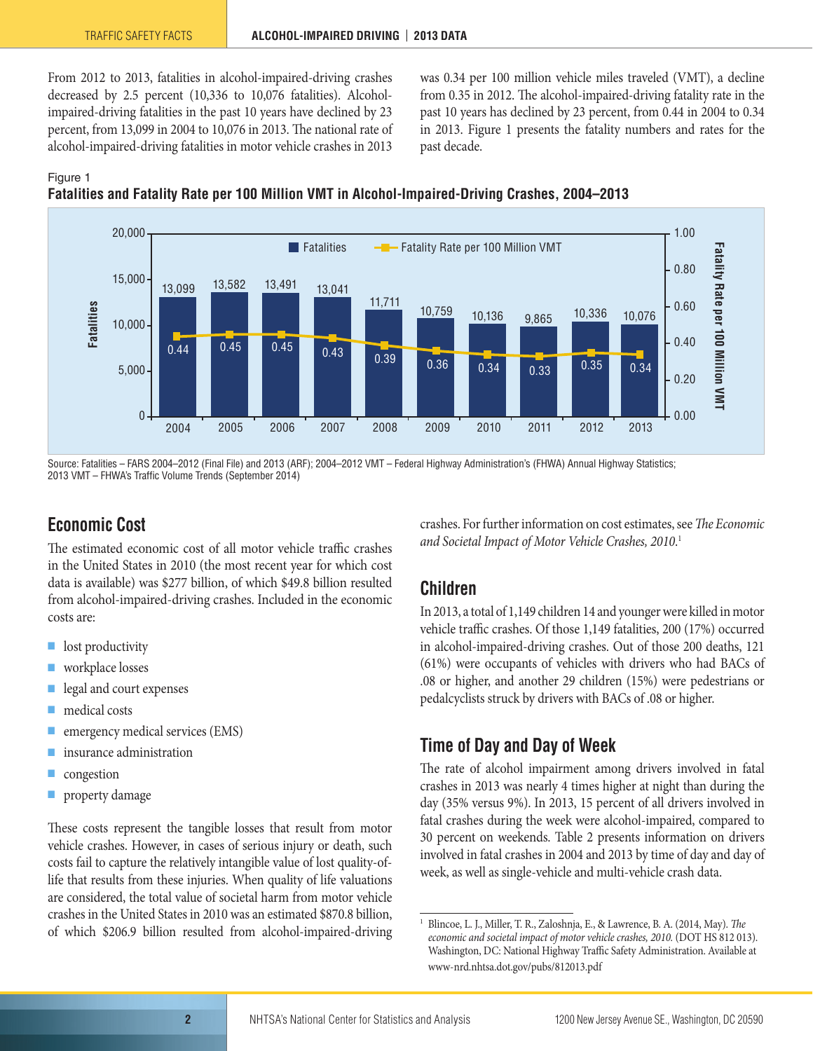From 2012 to 2013, fatalities in alcohol-impaired-driving crashes decreased by 2.5 percent (10,336 to 10,076 fatalities). Alcohol-impaired-driving fatalities in the past 10 years have declined by 23 percent, from 13,099 in 2004 to 10,076 in 2013. The national rate of alcohol-impaired-driving fatalities in motor vehicle crashes in 2013 was 0.34 per 100 million vehicle miles traveled (VMT), a decline from 0.35 in 2012. The alcohol-impaired-driving fatality rate in the past 10 years has declined by 23 percent, from 0.44 in 2004 to 0.34 in 2013. Figure 1 presents the fatality numbers and rates for the past decade.

Figure 1

**Fatalities and Fatality Rate per 100 Million VMT in Alcohol-Impaired-Driving Crashes, 2004–2013**

| Year | Fatalities | Fatality Rate per 100 Million VMT |
|---|---|---|
| 2004 | 13,099 | 0.44 |
| 2005 | 13,582 | 0.45 |
| 2006 | 13,491 | 0.45 |
| 2007 | 13,041 | 0.43 |
| 2008 | 11,711 | 0.39 |
| 2009 | 10,759 | 0.36 |
| 2010 | 10,136 | 0.34 |
| 2011 | 9,865 | 0.33 |
| 2012 | 10,336 | 0.35 |
| 2013 | 10,076 | 0.34 |

Source: Fatalities – FARS 2004–2012 (Final File) and 2013 (ARF); 2004–2012 VMT – Federal Highway Administration's (FHWA) Annual Highway Statistics; 2013 VMT – FHWA's Traffic Volume Trends (September 2014)

## Economic Cost

The estimated economic cost of all motor vehicle traffic crashes in the United States in 2010 (the most recent year for which cost data is available) was $277 billion, of which $49.8 billion resulted from alcohol-impaired-driving crashes. Included in the economic costs are:

- lost productivity
- workplace losses
- legal and court expenses
- medical costs
- emergency medical services (EMS)
- insurance administration
- congestion
- property damage

These costs represent the tangible losses that result from motor vehicle crashes. However, in cases of serious injury or death, such costs fail to capture the relatively intangible value of lost quality-of-life that results from these injuries. When quality of life valuations are considered, the total value of societal harm from motor vehicle crashes in the United States in 2010 was an estimated $870.8 billion, of which $206.9 billion resulted from alcohol-impaired-driving crashes. For further information on cost estimates, see *The Economic and Societal Impact of Motor Vehicle Crashes, 2010.*[1]

## Children

In 2013, a total of 1,149 children 14 and younger were killed in motor vehicle traffic crashes. Of those 1,149 fatalities, 200 (17%) occurred in alcohol-impaired-driving crashes. Out of those 200 deaths, 121 (61%) were occupants of vehicles with drivers who had BACs of .08 or higher, and another 29 children (15%) were pedestrians or pedalcyclists struck by drivers with BACs of .08 or higher.

## Time of Day and Day of Week

The rate of alcohol impairment among drivers involved in fatal crashes in 2013 was nearly 4 times higher at night than during the day (35% versus 9%). In 2013, 15 percent of all drivers involved in fatal crashes during the week were alcohol-impaired, compared to 30 percent on weekends. Table 2 presents information on drivers involved in fatal crashes in 2004 and 2013 by time of day and day of week, as well as single-vehicle and multi-vehicle crash data.

---

[1] Blincoe, L. J., Miller, T. R., Zaloshnja, E., & Lawrence, B. A. (2014, May). *The economic and societal impact of motor vehicle crashes, 2010.* (DOT HS 812 013). Washington, DC: National Highway Traffic Safety Administration. Available at www-nrd.nhtsa.dot.gov/pubs/812013.pdf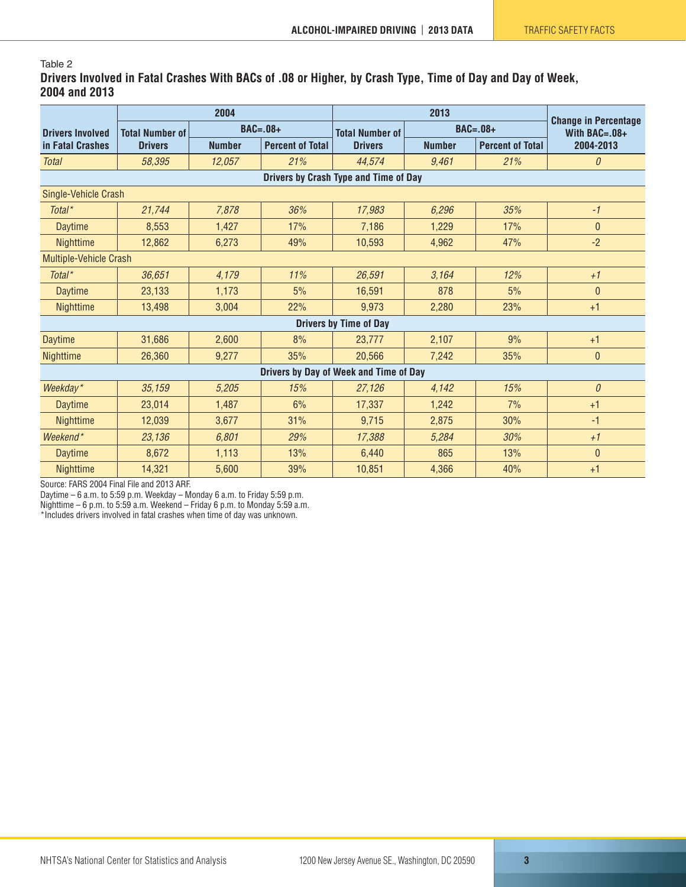Table 2

**Drivers Involved in Fatal Crashes With BACs of .08 or Higher, by Crash Type, Time of Day and Day of Week, 2004 and 2013**

| Drivers Involved in Fatal Crashes | 2004 | | | 2013 | | | Change in Percentage With BAC=.08+ 2004-2013 |
|---|---|---|---|---|---|---|---|
| | Total Number of Drivers | BAC=.08+ | | Total Number of Drivers | BAC=.08+ | | |
| | | Number | Percent of Total | | Number | Percent of Total | |
| *Total* | *58,395* | *12,057* | *21%* | *44,574* | *9,461* | *21%* | *0* |
| **Drivers by Crash Type and Time of Day** | | | | | | | |
| Single-Vehicle Crash | | | | | | | |
| *Total** | *21,744* | *7,878* | *36%* | *17,983* | *6,296* | *35%* | *-1* |
| Daytime | 8,553 | 1,427 | 17% | 7,186 | 1,229 | 17% | 0 |
| Nighttime | 12,862 | 6,273 | 49% | 10,593 | 4,962 | 47% | -2 |
| Multiple-Vehicle Crash | | | | | | | |
| *Total** | *36,651* | *4,179* | *11%* | *26,591* | *3,164* | *12%* | *+1* |
| Daytime | 23,133 | 1,173 | 5% | 16,591 | 878 | 5% | 0 |
| Nighttime | 13,498 | 3,004 | 22% | 9,973 | 2,280 | 23% | +1 |
| **Drivers by Time of Day** | | | | | | | |
| Daytime | 31,686 | 2,600 | 8% | 23,777 | 2,107 | 9% | +1 |
| Nighttime | 26,360 | 9,277 | 35% | 20,566 | 7,242 | 35% | 0 |
| **Drivers by Day of Week and Time of Day** | | | | | | | |
| *Weekday** | *35,159* | *5,205* | *15%* | *27,126* | *4,142* | *15%* | *0* |
| Daytime | 23,014 | 1,487 | 6% | 17,337 | 1,242 | 7% | +1 |
| Nighttime | 12,039 | 3,677 | 31% | 9,715 | 2,875 | 30% | -1 |
| *Weekend** | *23,136* | *6,801* | *29%* | *17,388* | *5,284* | *30%* | *+1* |
| Daytime | 8,672 | 1,113 | 13% | 6,440 | 865 | 13% | 0 |
| Nighttime | 14,321 | 5,600 | 39% | 10,851 | 4,366 | 40% | +1 |

Source: FARS 2004 Final File and 2013 ARF.

Daytime – 6 a.m. to 5:59 p.m. Weekday – Monday 6 a.m. to Friday 5:59 p.m.

Nighttime – 6 p.m. to 5:59 a.m. Weekend – Friday 6 p.m. to Monday 5:59 a.m.

*Includes drivers involved in fatal crashes when time of day was unknown.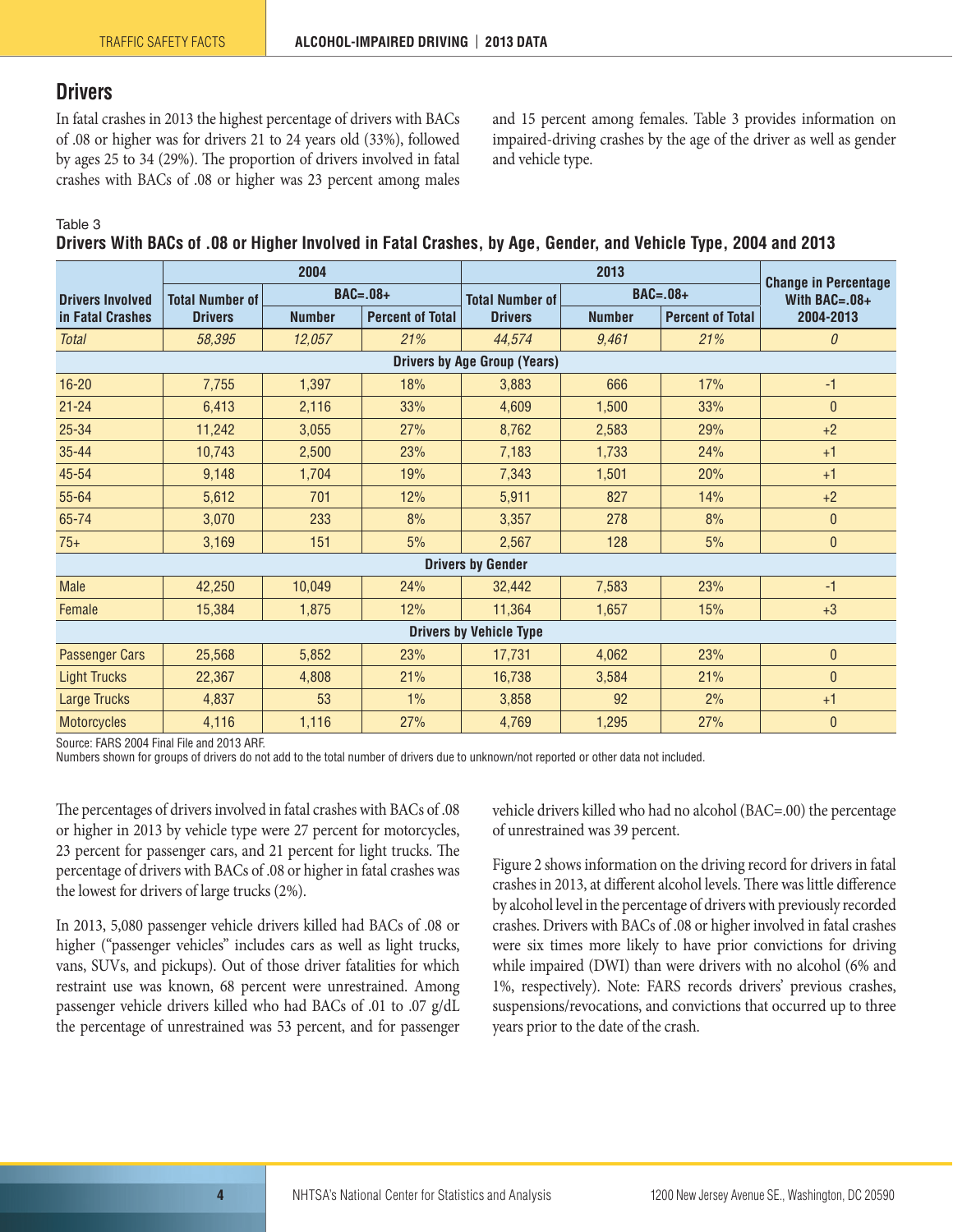## Drivers

In fatal crashes in 2013 the highest percentage of drivers with BACs of .08 or higher was for drivers 21 to 24 years old (33%), followed by ages 25 to 34 (29%). The proportion of drivers involved in fatal crashes with BACs of .08 or higher was 23 percent among males and 15 percent among females. Table 3 provides information on impaired-driving crashes by the age of the driver as well as gender and vehicle type.

Table 3
**Drivers With BACs of .08 or Higher Involved in Fatal Crashes, by Age, Gender, and Vehicle Type, 2004 and 2013**

| Drivers Involved in Fatal Crashes | 2004 | | | 2013 | | | Change in Percentage With BAC=.08+ 2004-2013 |
|---|---|---|---|---|---|---|---|
| | Total Number of Drivers | BAC=.08+ | | Total Number of Drivers | BAC=.08+ | | |
| | | Number | Percent of Total | | Number | Percent of Total | |
| *Total* | *58,395* | *12,057* | *21%* | *44,574* | *9,461* | *21%* | *0* |
| **Drivers by Age Group (Years)** | | | | | | | |
| 16-20 | 7,755 | 1,397 | 18% | 3,883 | 666 | 17% | -1 |
| 21-24 | 6,413 | 2,116 | 33% | 4,609 | 1,500 | 33% | 0 |
| 25-34 | 11,242 | 3,055 | 27% | 8,762 | 2,583 | 29% | +2 |
| 35-44 | 10,743 | 2,500 | 23% | 7,183 | 1,733 | 24% | +1 |
| 45-54 | 9,148 | 1,704 | 19% | 7,343 | 1,501 | 20% | +1 |
| 55-64 | 5,612 | 701 | 12% | 5,911 | 827 | 14% | +2 |
| 65-74 | 3,070 | 233 | 8% | 3,357 | 278 | 8% | 0 |
| 75+ | 3,169 | 151 | 5% | 2,567 | 128 | 5% | 0 |
| **Drivers by Gender** | | | | | | | |
| Male | 42,250 | 10,049 | 24% | 32,442 | 7,583 | 23% | -1 |
| Female | 15,384 | 1,875 | 12% | 11,364 | 1,657 | 15% | +3 |
| **Drivers by Vehicle Type** | | | | | | | |
| Passenger Cars | 25,568 | 5,852 | 23% | 17,731 | 4,062 | 23% | 0 |
| Light Trucks | 22,367 | 4,808 | 21% | 16,738 | 3,584 | 21% | 0 |
| Large Trucks | 4,837 | 53 | 1% | 3,858 | 92 | 2% | +1 |
| Motorcycles | 4,116 | 1,116 | 27% | 4,769 | 1,295 | 27% | 0 |

Source: FARS 2004 Final File and 2013 ARF.
Numbers shown for groups of drivers do not add to the total number of drivers due to unknown/not reported or other data not included.

The percentages of drivers involved in fatal crashes with BACs of .08 or higher in 2013 by vehicle type were 27 percent for motorcycles, 23 percent for passenger cars, and 21 percent for light trucks. The percentage of drivers with BACs of .08 or higher in fatal crashes was the lowest for drivers of large trucks (2%).

In 2013, 5,080 passenger vehicle drivers killed had BACs of .08 or higher ("passenger vehicles" includes cars as well as light trucks, vans, SUVs, and pickups). Out of those driver fatalities for which restraint use was known, 68 percent were unrestrained. Among passenger vehicle drivers killed who had BACs of .01 to .07 g/dL the percentage of unrestrained was 53 percent, and for passenger vehicle drivers killed who had no alcohol (BAC=.00) the percentage of unrestrained was 39 percent.

Figure 2 shows information on the driving record for drivers in fatal crashes in 2013, at different alcohol levels. There was little difference by alcohol level in the percentage of drivers with previously recorded crashes. Drivers with BACs of .08 or higher involved in fatal crashes were six times more likely to have prior convictions for driving while impaired (DWI) than were drivers with no alcohol (6% and 1%, respectively). Note: FARS records drivers' previous crashes, suspensions/revocations, and convictions that occurred up to three years prior to the date of the crash.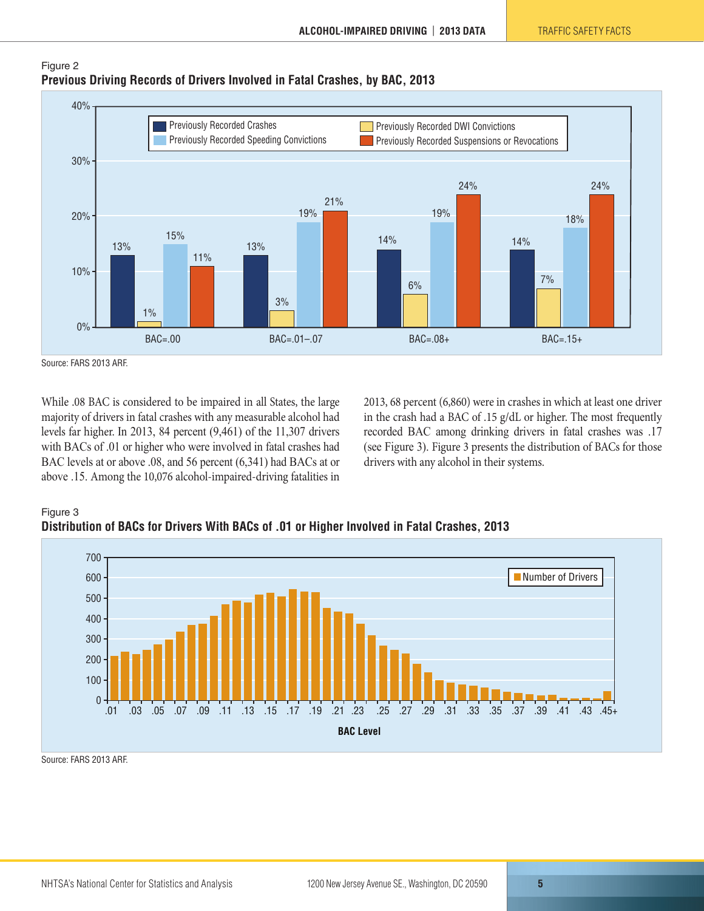Figure 2

**Previous Driving Records of Drivers Involved in Fatal Crashes, by BAC, 2013**

| | Previously Recorded Crashes | Previously Recorded DWI Convictions | Previously Recorded Speeding Convictions | Previously Recorded Suspensions or Revocations |
|---|---|---|---|---|
| BAC=.00 | 13% | 1% | 15% | 11% |
| BAC=.01–.07 | 13% | 3% | 19% | 21% |
| BAC=.08+ | 14% | 6% | 19% | 24% |
| BAC=.15+ | 14% | 7% | 18% | 24% |

Source: FARS 2013 ARF.

While .08 BAC is considered to be impaired in all States, the large majority of drivers in fatal crashes with any measurable alcohol had levels far higher. In 2013, 84 percent (9,461) of the 11,307 drivers with BACs of .01 or higher who were involved in fatal crashes had BAC levels at or above .08, and 56 percent (6,341) had BACs at or above .15. Among the 10,076 alcohol-impaired-driving fatalities in 2013, 68 percent (6,860) were in crashes in which at least one driver in the crash had a BAC of .15 g/dL or higher. The most frequently recorded BAC among drinking drivers in fatal crashes was .17 (see Figure 3). Figure 3 presents the distribution of BACs for those drivers with any alcohol in their systems.

Figure 3

**Distribution of BACs for Drivers With BACs of .01 or Higher Involved in Fatal Crashes, 2013**

Source: FARS 2013 ARF.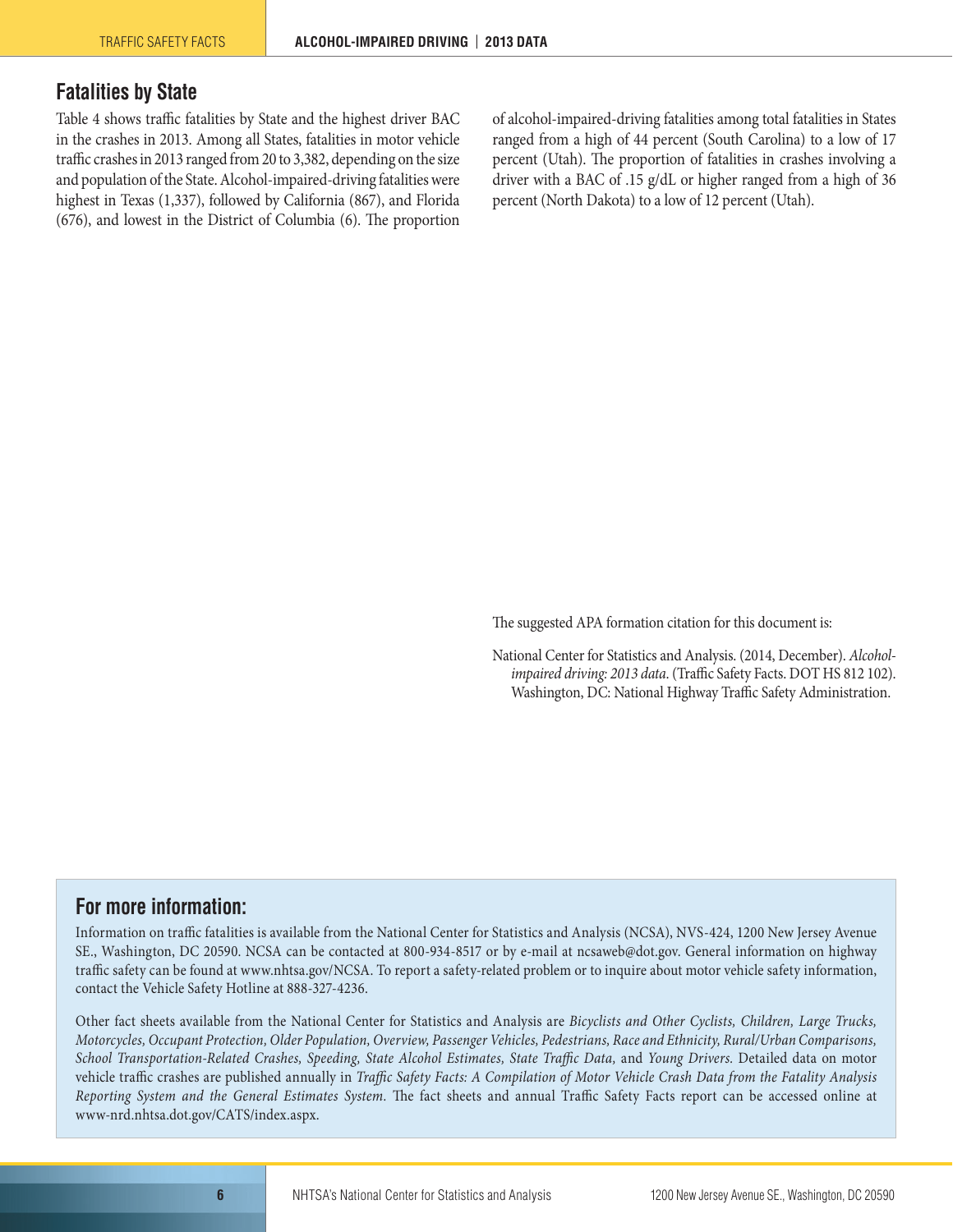## Fatalities by State

Table 4 shows traffic fatalities by State and the highest driver BAC in the crashes in 2013. Among all States, fatalities in motor vehicle traffic crashes in 2013 ranged from 20 to 3,382, depending on the size and population of the State. Alcohol-impaired-driving fatalities were highest in Texas (1,337), followed by California (867), and Florida (676), and lowest in the District of Columbia (6). The proportion of alcohol-impaired-driving fatalities among total fatalities in States ranged from a high of 44 percent (South Carolina) to a low of 17 percent (Utah). The proportion of fatalities in crashes involving a driver with a BAC of .15 g/dL or higher ranged from a high of 36 percent (North Dakota) to a low of 12 percent (Utah).

The suggested APA formation citation for this document is:

National Center for Statistics and Analysis. (2014, December). *Alcohol-impaired driving: 2013 data.* (Traffic Safety Facts. DOT HS 812 102). Washington, DC: National Highway Traffic Safety Administration.

## For more information:

Information on traffic fatalities is available from the National Center for Statistics and Analysis (NCSA), NVS-424, 1200 New Jersey Avenue SE., Washington, DC 20590. NCSA can be contacted at 800-934-8517 or by e-mail at ncsaweb@dot.gov. General information on highway traffic safety can be found at www.nhtsa.gov/NCSA. To report a safety-related problem or to inquire about motor vehicle safety information, contact the Vehicle Safety Hotline at 888-327-4236.

Other fact sheets available from the National Center for Statistics and Analysis are *Bicyclists and Other Cyclists, Children, Large Trucks, Motorcycles, Occupant Protection, Older Population, Overview, Passenger Vehicles, Pedestrians, Race and Ethnicity, Rural/Urban Comparisons, School Transportation-Related Crashes, Speeding, State Alcohol Estimates, State Traffic Data,* and *Young Drivers.* Detailed data on motor vehicle traffic crashes are published annually in *Traffic Safety Facts: A Compilation of Motor Vehicle Crash Data from the Fatality Analysis Reporting System and the General Estimates System.* The fact sheets and annual Traffic Safety Facts report can be accessed online at www-nrd.nhtsa.dot.gov/CATS/index.aspx.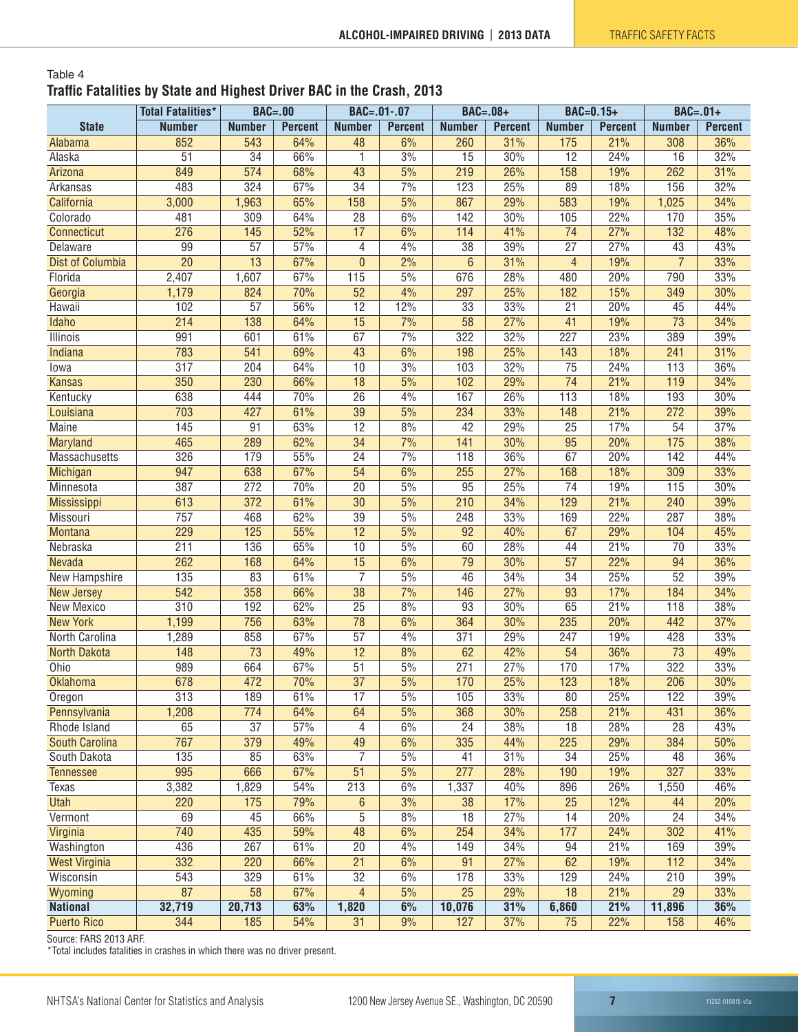Table 4

**Traffic Fatalities by State and Highest Driver BAC in the Crash, 2013**

| | Total Fatalities* | BAC=.00 | | BAC=.01-.07 | | BAC=.08+ | | BAC=0.15+ | | BAC=.01+ | |
|---|---|---|---|---|---|---|---|---|---|---|---|
| **State** | **Number** | **Number** | **Percent** | **Number** | **Percent** | **Number** | **Percent** | **Number** | **Percent** | **Number** | **Percent** |
| Alabama | 852 | 543 | 64% | 48 | 6% | 260 | 31% | 175 | 21% | 308 | 36% |
| Alaska | 51 | 34 | 66% | 1 | 3% | 15 | 30% | 12 | 24% | 16 | 32% |
| Arizona | 849 | 574 | 68% | 43 | 5% | 219 | 26% | 158 | 19% | 262 | 31% |
| Arkansas | 483 | 324 | 67% | 34 | 7% | 123 | 25% | 89 | 18% | 156 | 32% |
| California | 3,000 | 1,963 | 65% | 158 | 5% | 867 | 29% | 583 | 19% | 1,025 | 34% |
| Colorado | 481 | 309 | 64% | 28 | 6% | 142 | 30% | 105 | 22% | 170 | 35% |
| Connecticut | 276 | 145 | 52% | 17 | 6% | 114 | 41% | 74 | 27% | 132 | 48% |
| Delaware | 99 | 57 | 57% | 4 | 4% | 38 | 39% | 27 | 27% | 43 | 43% |
| Dist of Columbia | 20 | 13 | 67% | 0 | 2% | 6 | 31% | 4 | 19% | 7 | 33% |
| Florida | 2,407 | 1,607 | 67% | 115 | 5% | 676 | 28% | 480 | 20% | 790 | 33% |
| Georgia | 1,179 | 824 | 70% | 52 | 4% | 297 | 25% | 182 | 15% | 349 | 30% |
| Hawaii | 102 | 57 | 56% | 12 | 12% | 33 | 33% | 21 | 20% | 45 | 44% |
| Idaho | 214 | 138 | 64% | 15 | 7% | 58 | 27% | 41 | 19% | 73 | 34% |
| Illinois | 991 | 601 | 61% | 67 | 7% | 322 | 32% | 227 | 23% | 389 | 39% |
| Indiana | 783 | 541 | 69% | 43 | 6% | 198 | 25% | 143 | 18% | 241 | 31% |
| Iowa | 317 | 204 | 64% | 10 | 3% | 103 | 32% | 75 | 24% | 113 | 36% |
| Kansas | 350 | 230 | 66% | 18 | 5% | 102 | 29% | 74 | 21% | 119 | 34% |
| Kentucky | 638 | 444 | 70% | 26 | 4% | 167 | 26% | 113 | 18% | 193 | 30% |
| Louisiana | 703 | 427 | 61% | 39 | 5% | 234 | 33% | 148 | 21% | 272 | 39% |
| Maine | 145 | 91 | 63% | 12 | 8% | 42 | 29% | 25 | 17% | 54 | 37% |
| Maryland | 465 | 289 | 62% | 34 | 7% | 141 | 30% | 95 | 20% | 175 | 38% |
| Massachusetts | 326 | 179 | 55% | 24 | 7% | 118 | 36% | 67 | 20% | 142 | 44% |
| Michigan | 947 | 638 | 67% | 54 | 6% | 255 | 27% | 168 | 18% | 309 | 33% |
| Minnesota | 387 | 272 | 70% | 20 | 5% | 95 | 25% | 74 | 19% | 115 | 30% |
| Mississippi | 613 | 372 | 61% | 30 | 5% | 210 | 34% | 129 | 21% | 240 | 39% |
| Missouri | 757 | 468 | 62% | 39 | 5% | 248 | 33% | 169 | 22% | 287 | 38% |
| Montana | 229 | 125 | 55% | 12 | 5% | 92 | 40% | 67 | 29% | 104 | 45% |
| Nebraska | 211 | 136 | 65% | 10 | 5% | 60 | 28% | 44 | 21% | 70 | 33% |
| Nevada | 262 | 168 | 64% | 15 | 6% | 79 | 30% | 57 | 22% | 94 | 36% |
| New Hampshire | 135 | 83 | 61% | 7 | 5% | 46 | 34% | 34 | 25% | 52 | 39% |
| New Jersey | 542 | 358 | 66% | 38 | 7% | 146 | 27% | 93 | 17% | 184 | 34% |
| New Mexico | 310 | 192 | 62% | 25 | 8% | 93 | 30% | 65 | 21% | 118 | 38% |
| New York | 1,199 | 756 | 63% | 78 | 6% | 364 | 30% | 235 | 20% | 442 | 37% |
| North Carolina | 1,289 | 858 | 67% | 57 | 4% | 371 | 29% | 247 | 19% | 428 | 33% |
| North Dakota | 148 | 73 | 49% | 12 | 8% | 62 | 42% | 54 | 36% | 73 | 49% |
| Ohio | 989 | 664 | 67% | 51 | 5% | 271 | 27% | 170 | 17% | 322 | 33% |
| Oklahoma | 678 | 472 | 70% | 37 | 5% | 170 | 25% | 123 | 18% | 206 | 30% |
| Oregon | 313 | 189 | 61% | 17 | 5% | 105 | 33% | 80 | 25% | 122 | 39% |
| Pennsylvania | 1,208 | 774 | 64% | 64 | 5% | 368 | 30% | 258 | 21% | 431 | 36% |
| Rhode Island | 65 | 37 | 57% | 4 | 6% | 24 | 38% | 18 | 28% | 28 | 43% |
| South Carolina | 767 | 379 | 49% | 49 | 6% | 335 | 44% | 225 | 29% | 384 | 50% |
| South Dakota | 135 | 85 | 63% | 7 | 5% | 41 | 31% | 34 | 25% | 48 | 36% |
| Tennessee | 995 | 666 | 67% | 51 | 5% | 277 | 28% | 190 | 19% | 327 | 33% |
| Texas | 3,382 | 1,829 | 54% | 213 | 6% | 1,337 | 40% | 896 | 26% | 1,550 | 46% |
| Utah | 220 | 175 | 79% | 6 | 3% | 38 | 17% | 25 | 12% | 44 | 20% |
| Vermont | 69 | 45 | 66% | 5 | 8% | 18 | 27% | 14 | 20% | 24 | 34% |
| Virginia | 740 | 435 | 59% | 48 | 6% | 254 | 34% | 177 | 24% | 302 | 41% |
| Washington | 436 | 267 | 61% | 20 | 4% | 149 | 34% | 94 | 21% | 169 | 39% |
| West Virginia | 332 | 220 | 66% | 21 | 6% | 91 | 27% | 62 | 19% | 112 | 34% |
| Wisconsin | 543 | 329 | 61% | 32 | 6% | 178 | 33% | 129 | 24% | 210 | 39% |
| Wyoming | 87 | 58 | 67% | 4 | 5% | 25 | 29% | 18 | 21% | 29 | 33% |
| **National** | **32,719** | **20,713** | **63%** | **1,820** | **6%** | **10,076** | **31%** | **6,860** | **21%** | **11,896** | **36%** |
| Puerto Rico | 344 | 185 | 54% | 31 | 9% | 127 | 37% | 75 | 22% | 158 | 46% |

Source: FARS 2013 ARF.

*Total includes fatalities in crashes in which there was no driver present.